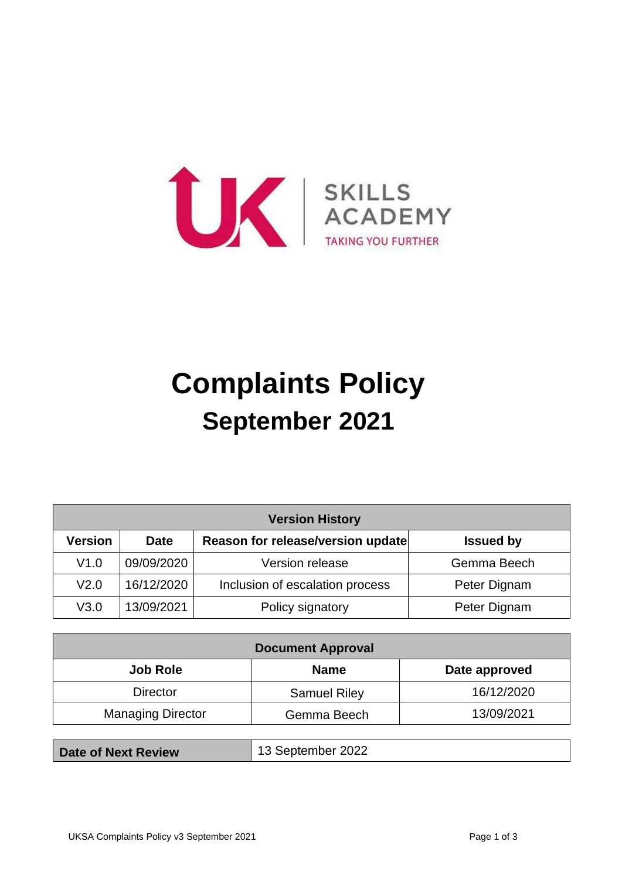UK SKILLS ACADEMY
TAKING YOU FURTHER

# Complaints Policy
## September 2021

| Version History | | | |
|---|---|---|---|
| **Version** | **Date** | **Reason for release/version update** | **Issued by** |
| V1.0 | 09/09/2020 | Version release | Gemma Beech |
| V2.0 | 16/12/2020 | Inclusion of escalation process | Peter Dignam |
| V3.0 | 13/09/2021 | Policy signatory | Peter Dignam |

| Document Approval | | |
|---|---|---|
| **Job Role** | **Name** | **Date approved** |
| Director | Samuel Riley | 16/12/2020 |
| Managing Director | Gemma Beech | 13/09/2021 |

| **Date of Next Review** | 13 September 2022 |
|---|---|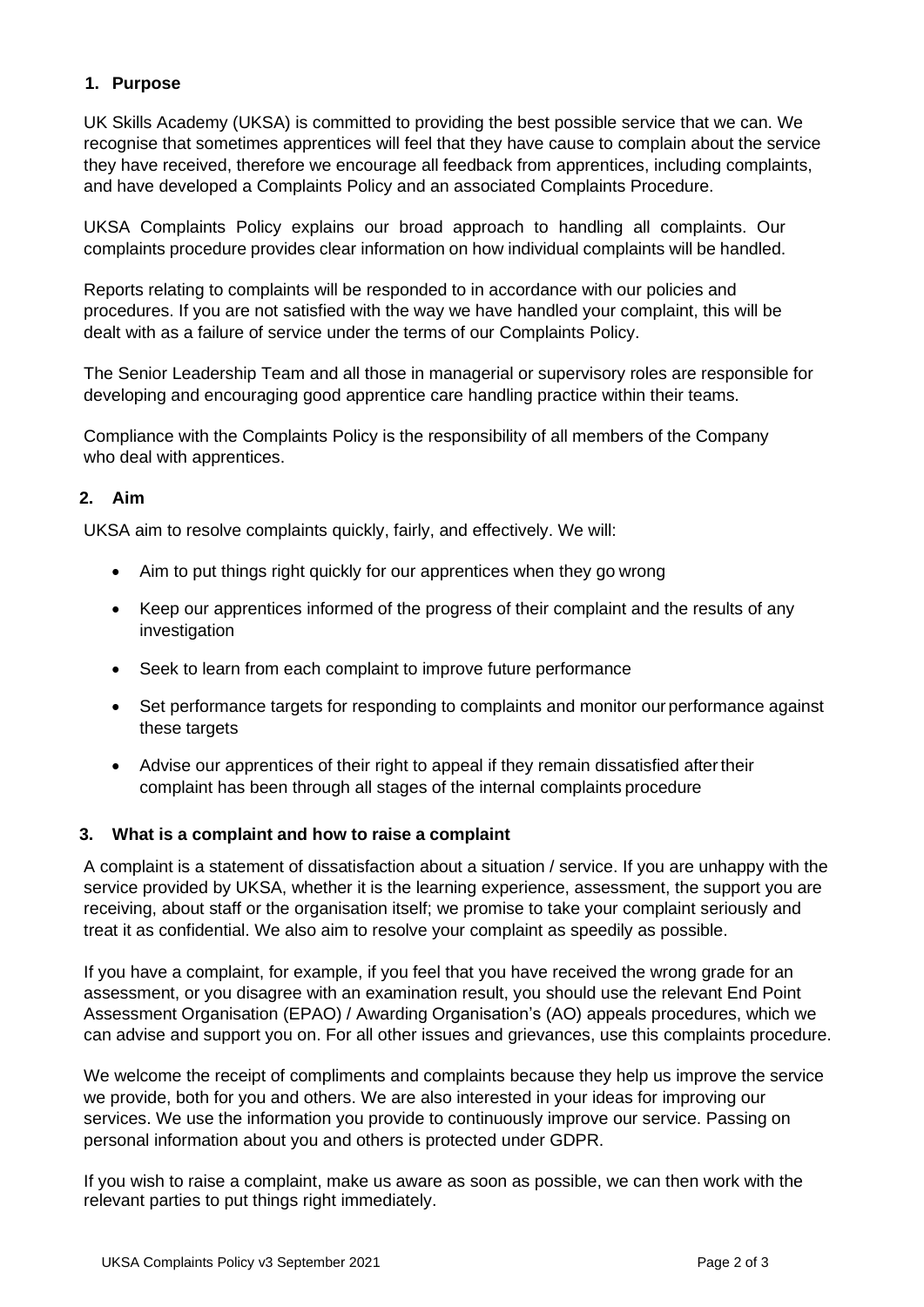## 1. Purpose

UK Skills Academy (UKSA) is committed to providing the best possible service that we can. We recognise that sometimes apprentices will feel that they have cause to complain about the service they have received, therefore we encourage all feedback from apprentices, including complaints, and have developed a Complaints Policy and an associated Complaints Procedure.

UKSA Complaints Policy explains our broad approach to handling all complaints. Our complaints procedure provides clear information on how individual complaints will be handled.

Reports relating to complaints will be responded to in accordance with our policies and procedures. If you are not satisfied with the way we have handled your complaint, this will be dealt with as a failure of service under the terms of our Complaints Policy.

The Senior Leadership Team and all those in managerial or supervisory roles are responsible for developing and encouraging good apprentice care handling practice within their teams.

Compliance with the Complaints Policy is the responsibility of all members of the Company who deal with apprentices.

## 2. Aim

UKSA aim to resolve complaints quickly, fairly, and effectively. We will:

- Aim to put things right quickly for our apprentices when they go wrong
- Keep our apprentices informed of the progress of their complaint and the results of any investigation
- Seek to learn from each complaint to improve future performance
- Set performance targets for responding to complaints and monitor our performance against these targets
- Advise our apprentices of their right to appeal if they remain dissatisfied after their complaint has been through all stages of the internal complaints procedure

## 3. What is a complaint and how to raise a complaint

A complaint is a statement of dissatisfaction about a situation / service. If you are unhappy with the service provided by UKSA, whether it is the learning experience, assessment, the support you are receiving, about staff or the organisation itself; we promise to take your complaint seriously and treat it as confidential. We also aim to resolve your complaint as speedily as possible.

If you have a complaint, for example, if you feel that you have received the wrong grade for an assessment, or you disagree with an examination result, you should use the relevant End Point Assessment Organisation (EPAO) / Awarding Organisation's (AO) appeals procedures, which we can advise and support you on. For all other issues and grievances, use this complaints procedure.

We welcome the receipt of compliments and complaints because they help us improve the service we provide, both for you and others. We are also interested in your ideas for improving our services. We use the information you provide to continuously improve our service. Passing on personal information about you and others is protected under GDPR.

If you wish to raise a complaint, make us aware as soon as possible, we can then work with the relevant parties to put things right immediately.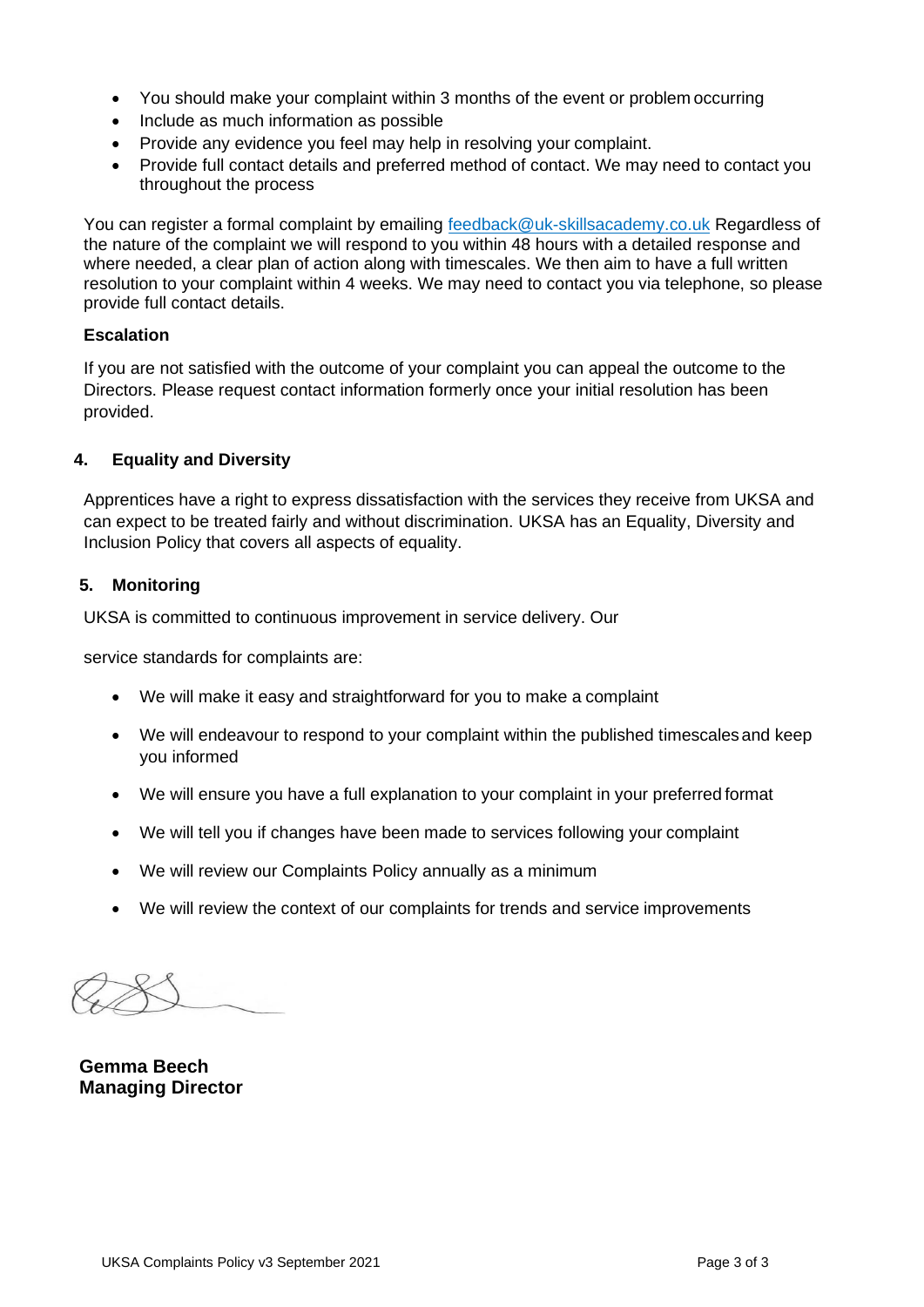- You should make your complaint within 3 months of the event or problem occurring
- Include as much information as possible
- Provide any evidence you feel may help in resolving your complaint.
- Provide full contact details and preferred method of contact. We may need to contact you throughout the process

You can register a formal complaint by emailing feedback@uk-skillsacademy.co.uk Regardless of the nature of the complaint we will respond to you within 48 hours with a detailed response and where needed, a clear plan of action along with timescales. We then aim to have a full written resolution to your complaint within 4 weeks. We may need to contact you via telephone, so please provide full contact details.

**Escalation**

If you are not satisfied with the outcome of your complaint you can appeal the outcome to the Directors. Please request contact information formerly once your initial resolution has been provided.

## 4. Equality and Diversity

Apprentices have a right to express dissatisfaction with the services they receive from UKSA and can expect to be treated fairly and without discrimination. UKSA has an Equality, Diversity and Inclusion Policy that covers all aspects of equality.

## 5. Monitoring

UKSA is committed to continuous improvement in service delivery. Our

service standards for complaints are:

- We will make it easy and straightforward for you to make a complaint
- We will endeavour to respond to your complaint within the published timescales and keep you informed
- We will ensure you have a full explanation to your complaint in your preferred format
- We will tell you if changes have been made to services following your complaint
- We will review our Complaints Policy annually as a minimum
- We will review the context of our complaints for trends and service improvements

**Gemma Beech**
**Managing Director**